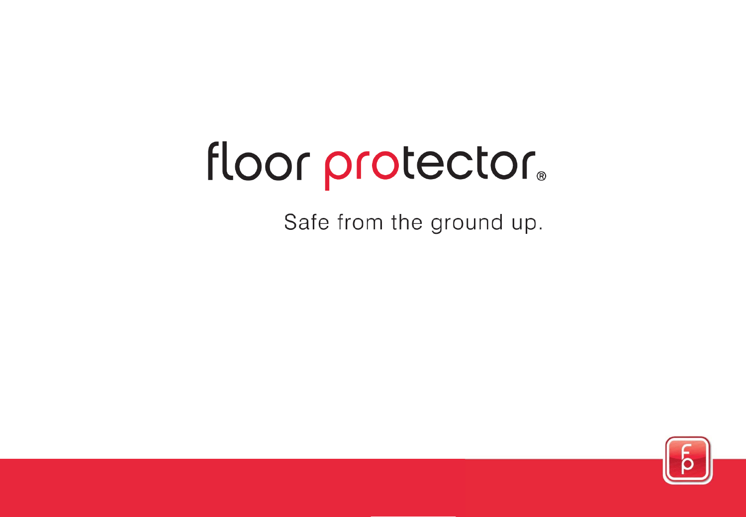# floor protector®

Safe from the ground up.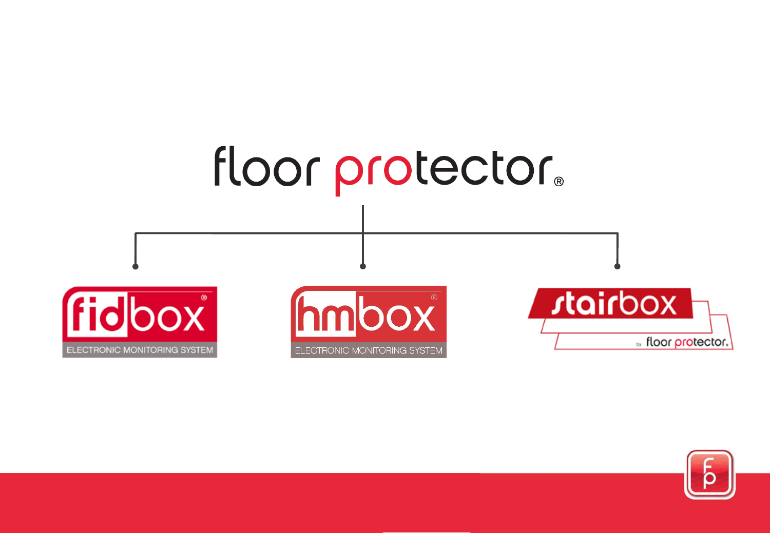# floor protector®

- fidbox® — ELECTRONIC MONITORING SYSTEM
- hmbox® — ELECTRONIC MONITORING SYSTEM
- stairbox by floor protector®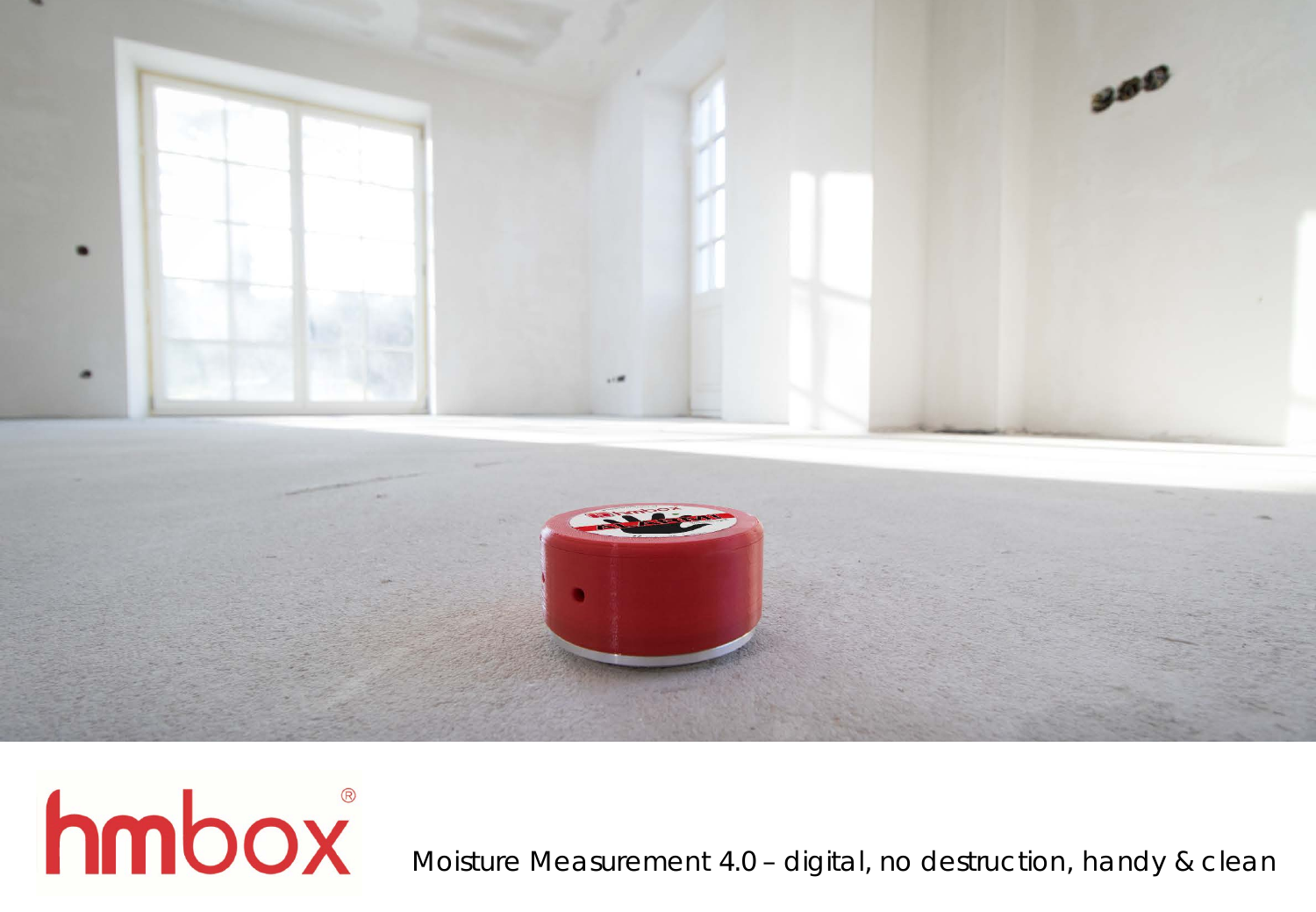hmbox®

Moisture Measurement 4.0 – digital, no destruction, handy & clean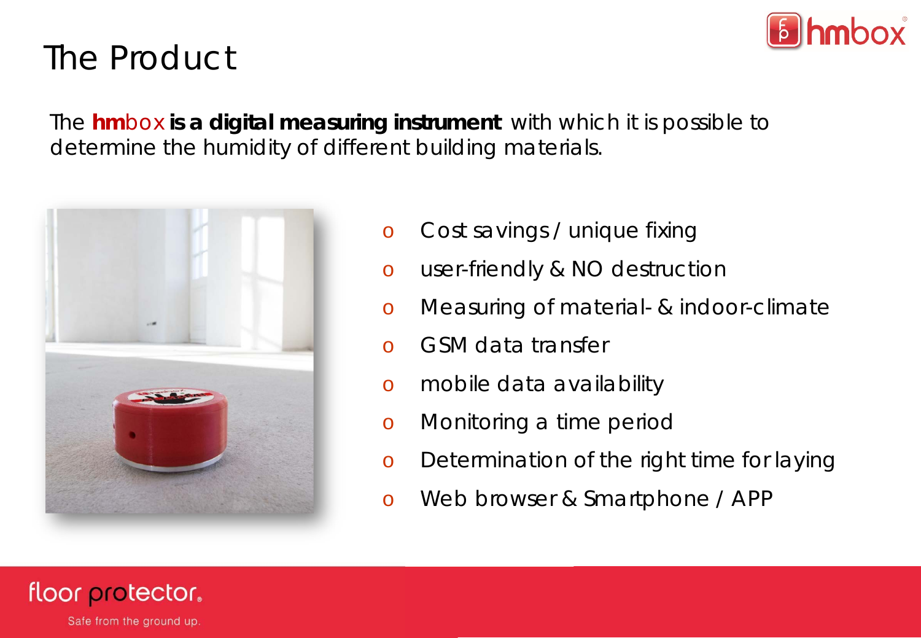# The Product

The **hmbox is a digital measuring instrument** with which it is possible to determine the humidity of different building materials.

- Cost savings / unique fixing
- user-friendly & NO destruction
- Measuring of material- & indoor-climate
- GSM data transfer
- mobile data availability
- Monitoring a time period
- Determination of the right time for laying
- Web browser & Smartphone / APP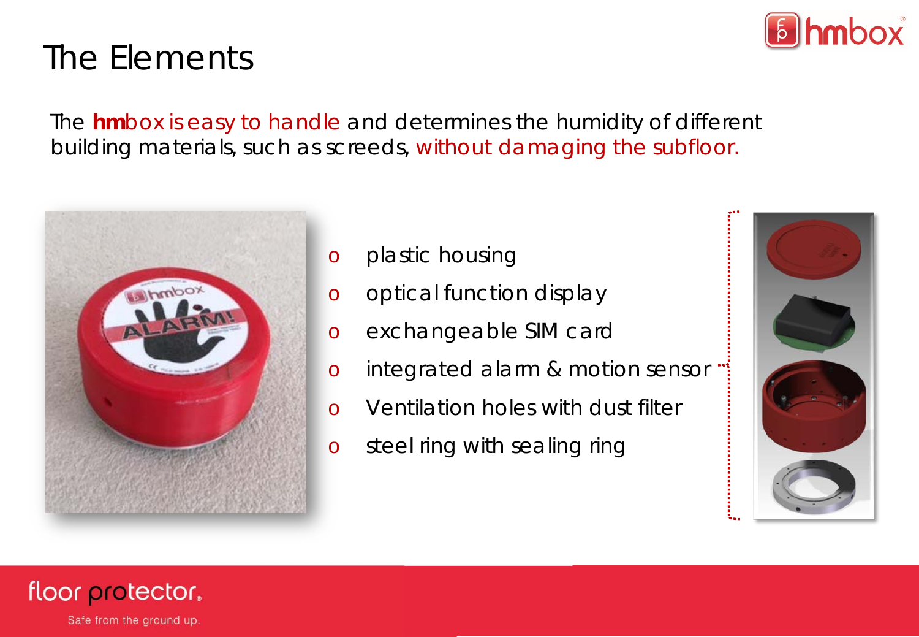# The Elements

The **hm**box is easy to handle and determines the humidity of different building materials, such as screeds, without damaging the subfloor.

- plastic housing
- optical function display
- exchangeable SIM card
- integrated alarm & motion sensor
- Ventilation holes with dust filter
- steel ring with sealing ring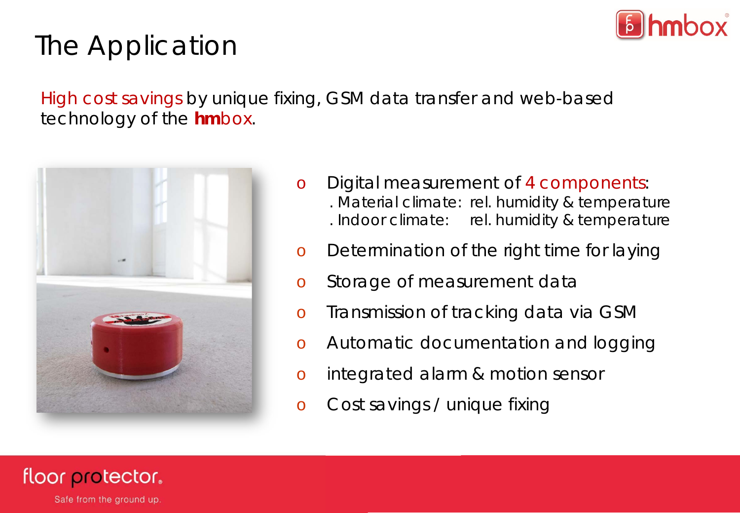# The Application

High cost savings by unique fixing, GSM data transfer and web-based technology of the **hm**box.

- Digital measurement of 4 components:
  . Material climate: rel. humidity & temperature
  . Indoor climate: rel. humidity & temperature
- Determination of the right time for laying
- Storage of measurement data
- Transmission of tracking data via GSM
- Automatic documentation and logging
- integrated alarm & motion sensor
- Cost savings / unique fixing

floor protector.
Safe from the ground up.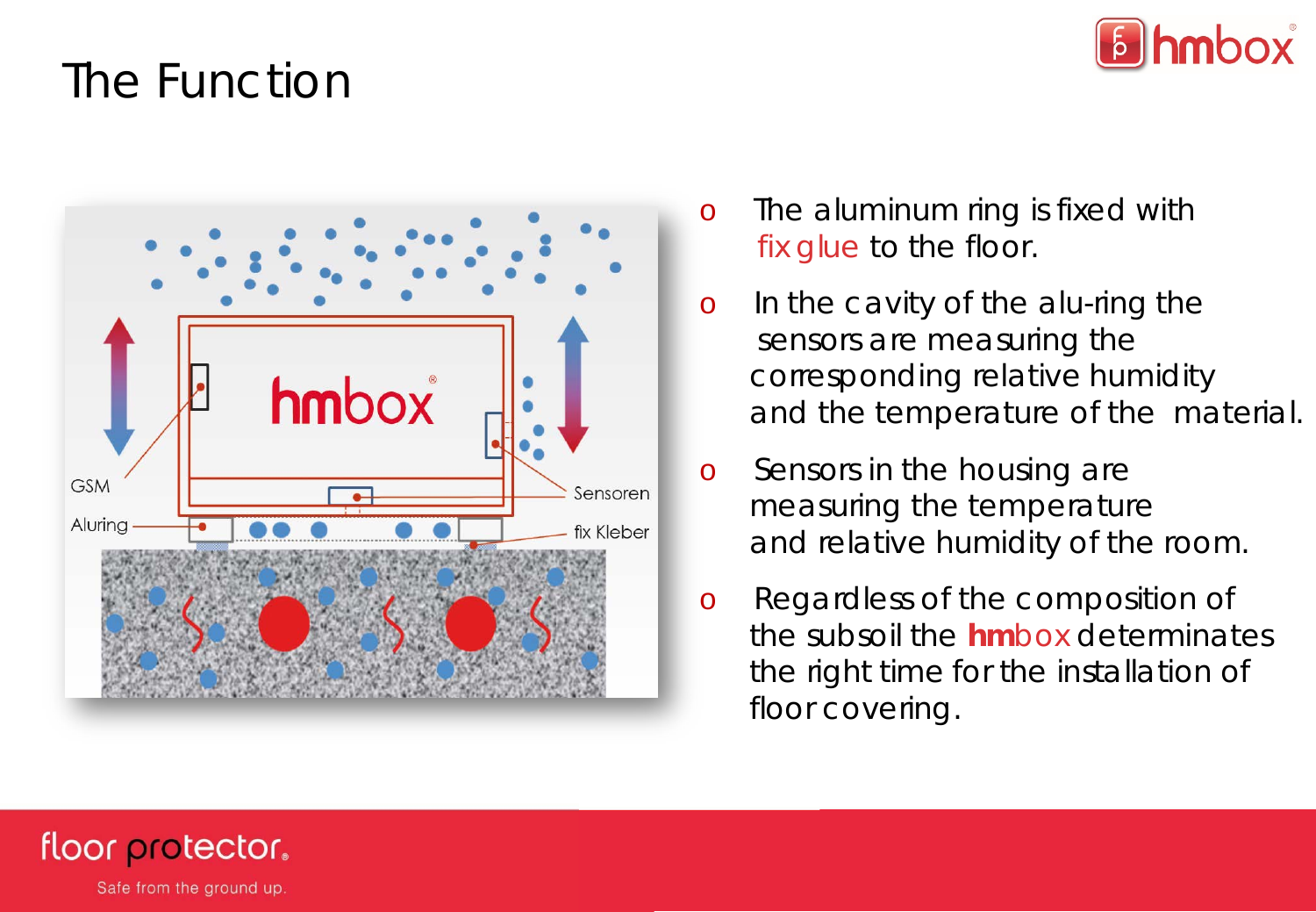# The Function

GSM

Aluring

Sensoren

fix Kleber

- The aluminum ring is fixed with fix glue to the floor.
- In the cavity of the alu-ring the sensors are measuring the corresponding relative humidity and the temperature of the material.
- Sensors in the housing are measuring the temperature and relative humidity of the room.
- Regardless of the composition of the subsoil the **hm**box determinates the right time for the installation of floor covering.

floor protector.

Safe from the ground up.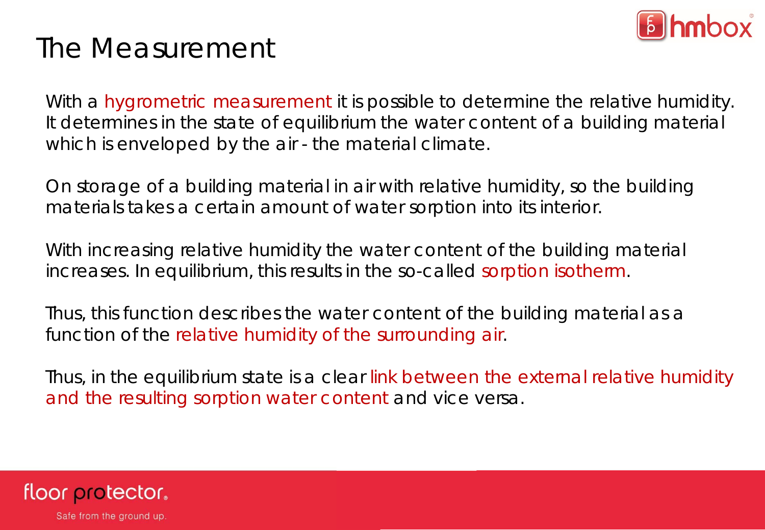# The Measurement

With a hygrometric measurement it is possible to determine the relative humidity. It determines in the state of equilibrium the water content of a building material which is enveloped by the air - the material climate.

On storage of a building material in air with relative humidity, so the building materials takes a certain amount of water sorption into its interior.

With increasing relative humidity the water content of the building material increases. In equilibrium, this results in the so-called sorption isotherm.

Thus, this function describes the water content of the building material as a function of the relative humidity of the surrounding air.

Thus, in the equilibrium state is a clear link between the external relative humidity and the resulting sorption water content and vice versa.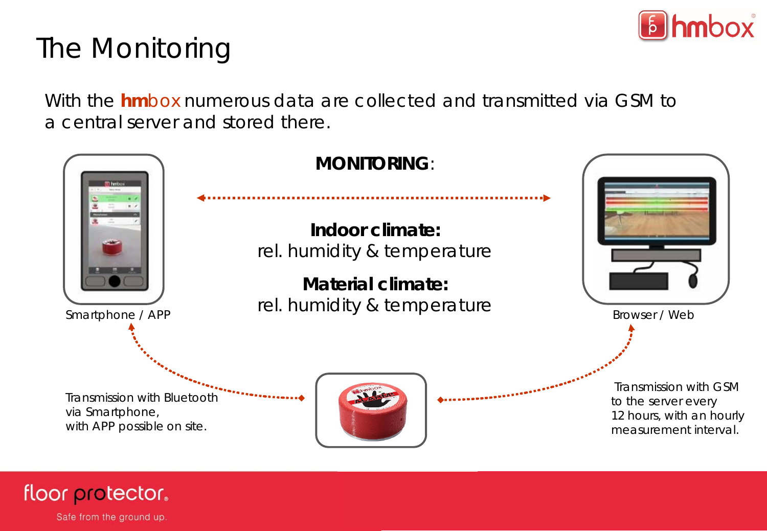# The Monitoring

With the **hm**box numerous data are collected and transmitted via GSM to a central server and stored there.

**MONITORING**:

**Indoor climate:**
rel. humidity & temperature

**Material climate:**
rel. humidity & temperature

Smartphone / APP

Browser / Web

Transmission with Bluetooth via Smartphone, with APP possible on site.

Transmission with GSM to the server every 12 hours, with an hourly measurement interval.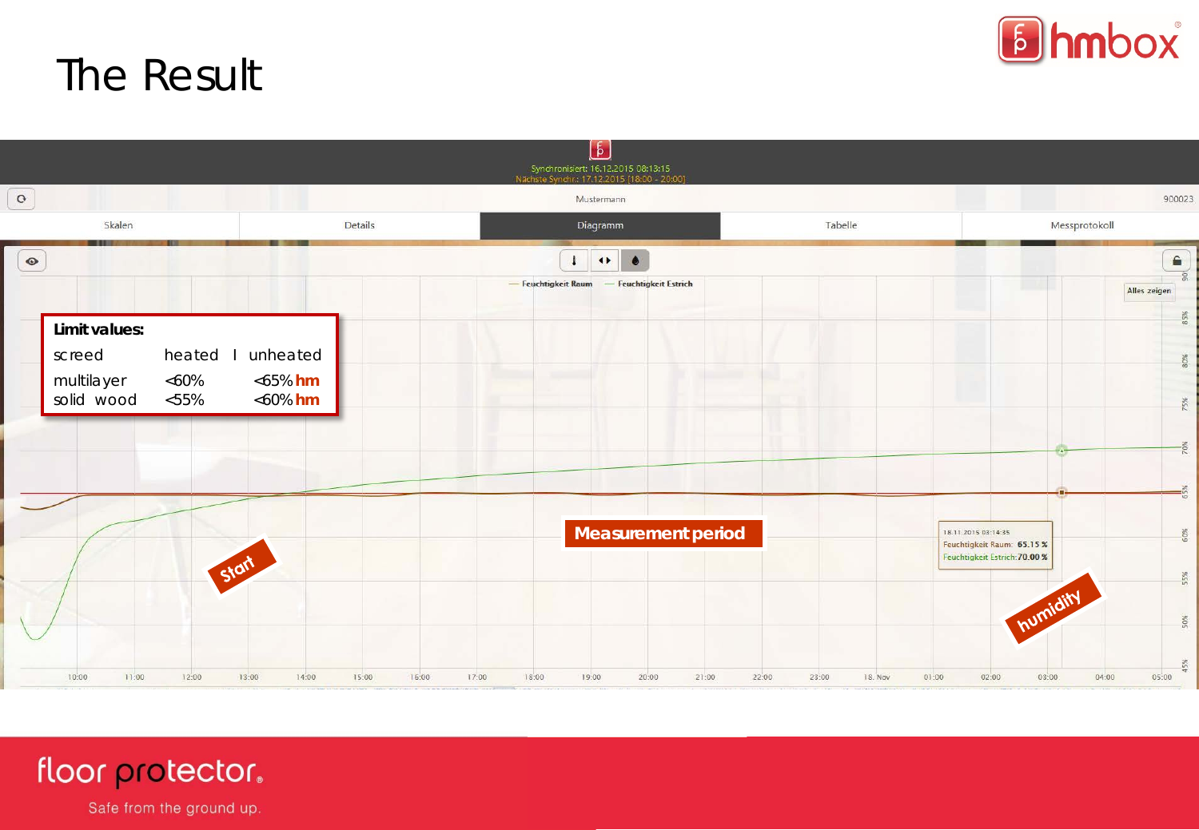# The Result

Synchronisiert: 16.12.2015 08:13:15
Nächste Synchr.: 17.12.2015 [18:00 - 20:00]

Mustermann | 900023

| Skalen | Details | Diagramm | Tabelle | Messprotokoll |
|---|---|---|---|---|

— Feuchtigkeit Raum — Feuchtigkeit Estrich

Alles zeigen

**Limit values:**

| screed | heated | unheated |
|---|---|---|
| multilayer | <60% | <65% hm |
| solid wood | <55% | <60% hm |

Start

**Measurement period**

humidity

18.11.2015 03:14:35
Feuchtigkeit Raum: **65.15 %**
Feuchtigkeit Estrich: **70.00 %**

10:00 11:00 12:00 13:00 14:00 15:00 16:00 17:00 18:00 19:00 20:00 21:00 22:00 23:00 18. Nov 01:00 02:00 03:00 04:00 05:00

90% 85% 80% 75% 70% 65% 60% 55% 50% 45%

floor protector. Safe from the ground up.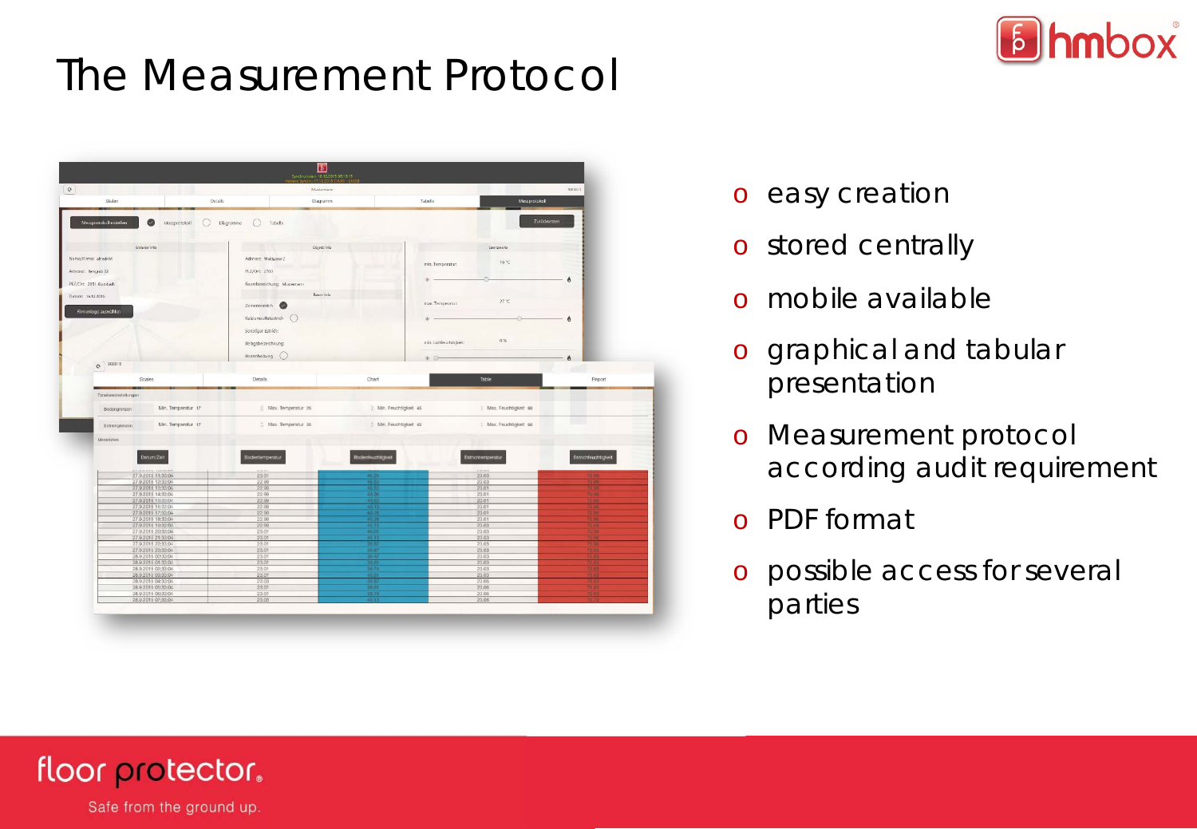# The Measurement Protocol

- easy creation
- stored centrally
- mobile available
- graphical and tabular presentation
- Measurement protocol according audit requirement
- PDF format
- possible access for several parties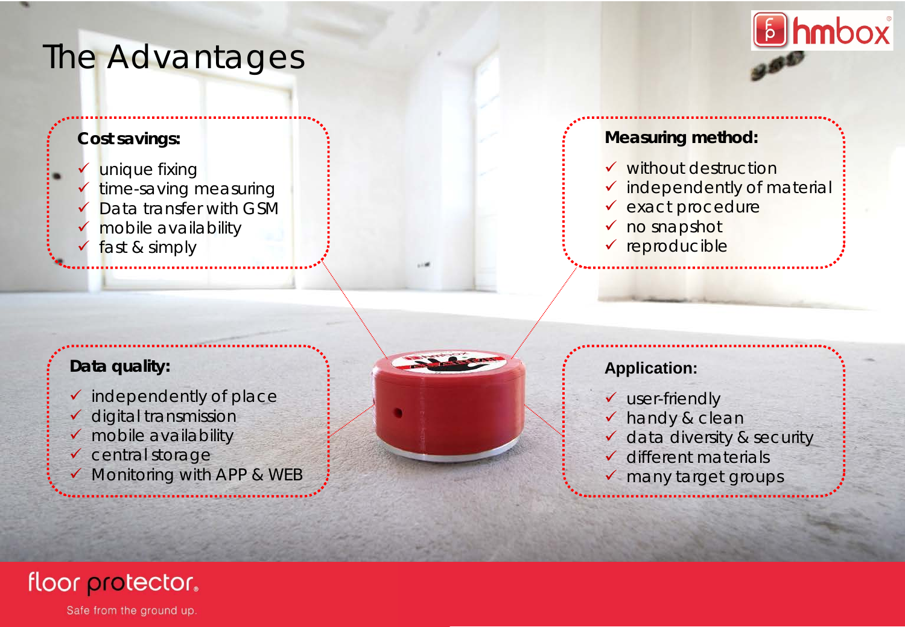# The Advantages

**Cost savings:**

- ✓ unique fixing
- ✓ time-saving measuring
- ✓ Data transfer with GSM
- ✓ mobile availability
- ✓ fast & simply

**Measuring method:**

- ✓ without destruction
- ✓ independently of material
- ✓ exact procedure
- ✓ no snapshot
- ✓ reproducible

**Data quality:**

- ✓ independently of place
- ✓ digital transmission
- ✓ mobile availability
- ✓ central storage
- ✓ Monitoring with APP & WEB

**Application:**

- ✓ user-friendly
- ✓ handy & clean
- ✓ data diversity & security
- ✓ different materials
- ✓ many target groups

floor protector.

Safe from the ground up.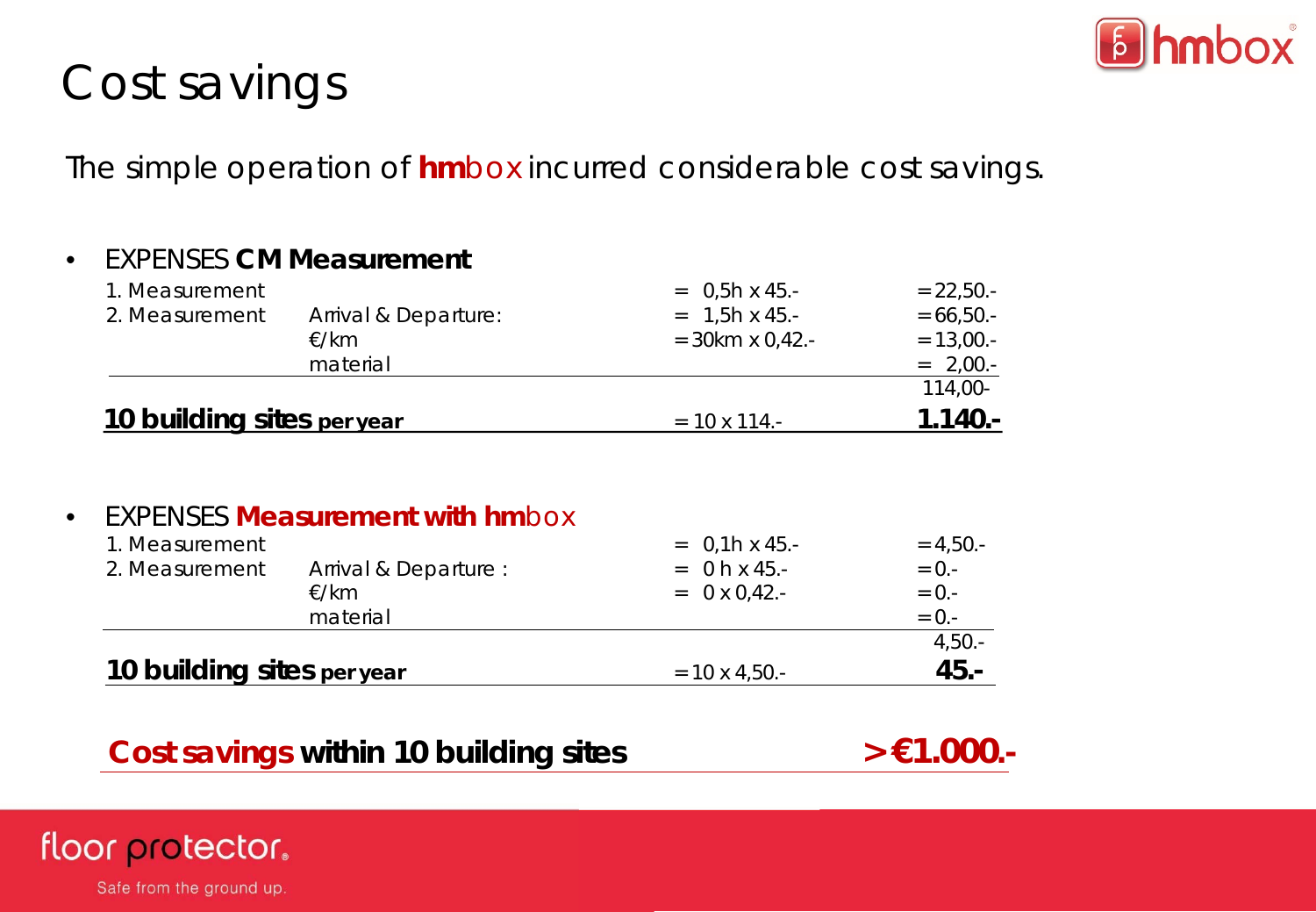# Cost savings

The simple operation of **hm**box incurred considerable cost savings.

- EXPENSES **CM Measurement**

| | | | |
|---|---|---|---|
| 1. Measurement | | = 0,5h x 45.- | = 22,50.- |
| 2. Measurement | Arrival & Departure: | = 1,5h x 45.- | = 66,50.- |
| | €/km | = 30km x 0,42.- | = 13,00.- |
| | material | | = 2,00.- |
| | | | 114,00- |
| **10 building sites per year** | | = 10 x 114.- | **1.140.-** |

- EXPENSES **Measurement with hm**box

| | | | |
|---|---|---|---|
| 1. Measurement | | = 0,1h x 45.- | = 4,50.- |
| 2. Measurement | Arrival & Departure : | = 0 h x 45.- | = 0.- |
| | €/km | = 0 x 0,42.- | = 0.- |
| | material | | = 0.- |
| | | | 4,50.- |
| **10 building sites per year** | | = 10 x 4,50.- | **45.-** |

**Cost savings within 10 building sites** **> €1.000.-**

floor protector.

Safe from the ground up.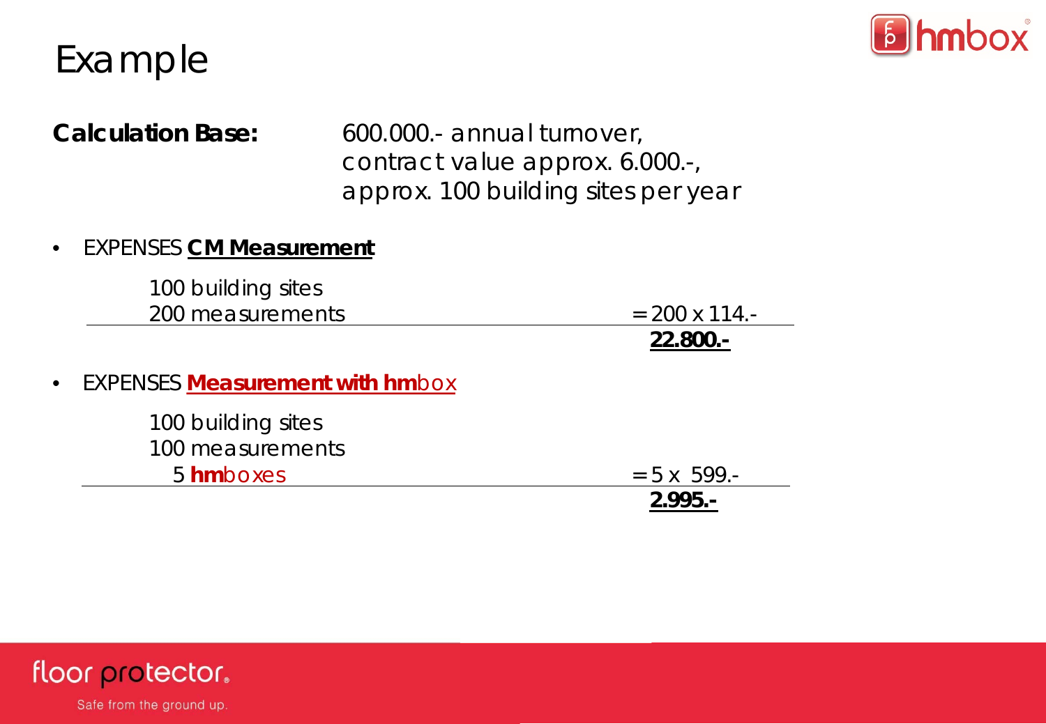# Example

**Calculation Base:** 600.000.- annual turnover, contract value approx. 6.000.-, approx. 100 building sites per year

- EXPENSES **CM Measurement**

  100 building sites
  200 measurements = 200 x 114.-

  **22.800.-**

- EXPENSES **Measurement with hm**box

  100 building sites
  100 measurements
  5 **hm**boxes = 5 x 599.-

  **2.995.-**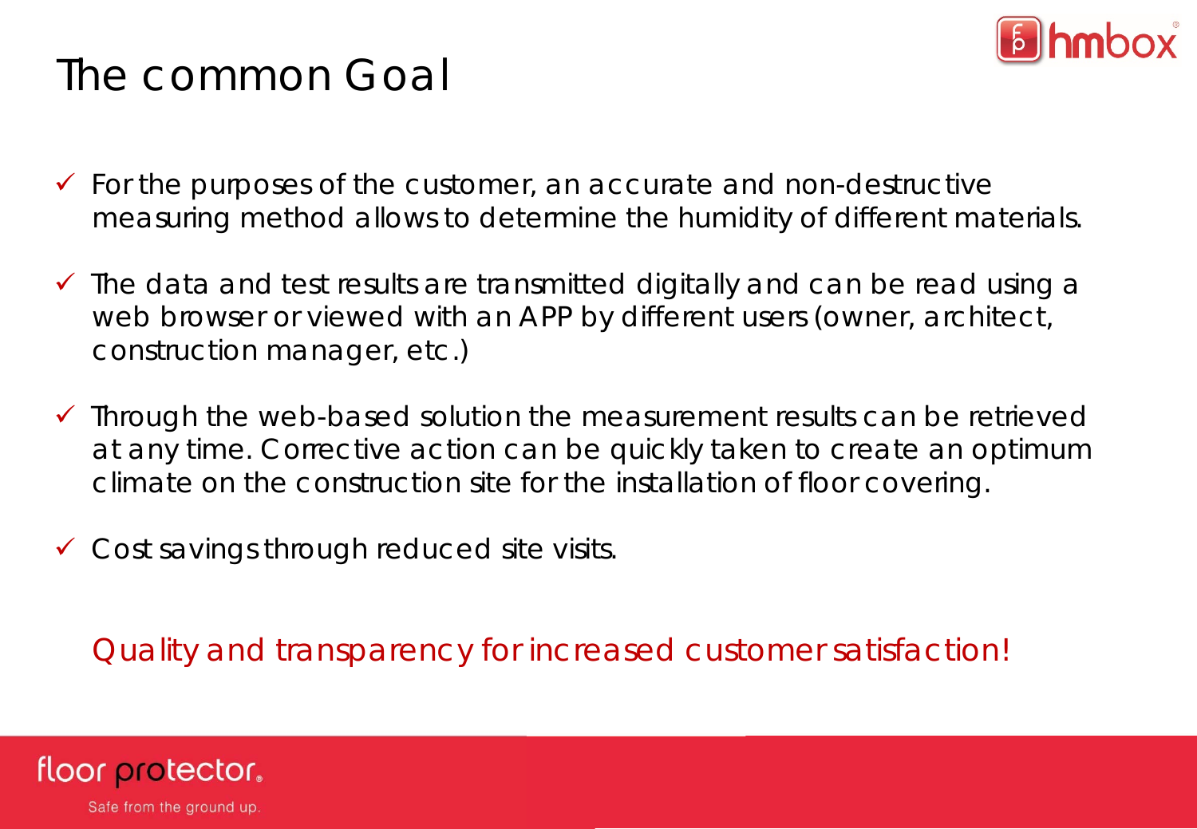# The common Goal

- ✓ For the purposes of the customer, an accurate and non-destructive measuring method allows to determine the humidity of different materials.
- ✓ The data and test results are transmitted digitally and can be read using a web browser or viewed with an APP by different users (owner, architect, construction manager, etc.)
- ✓ Through the web-based solution the measurement results can be retrieved at any time. Corrective action can be quickly taken to create an optimum climate on the construction site for the installation of floor covering.
- ✓ Cost savings through reduced site visits.

Quality and transparency for increased customer satisfaction!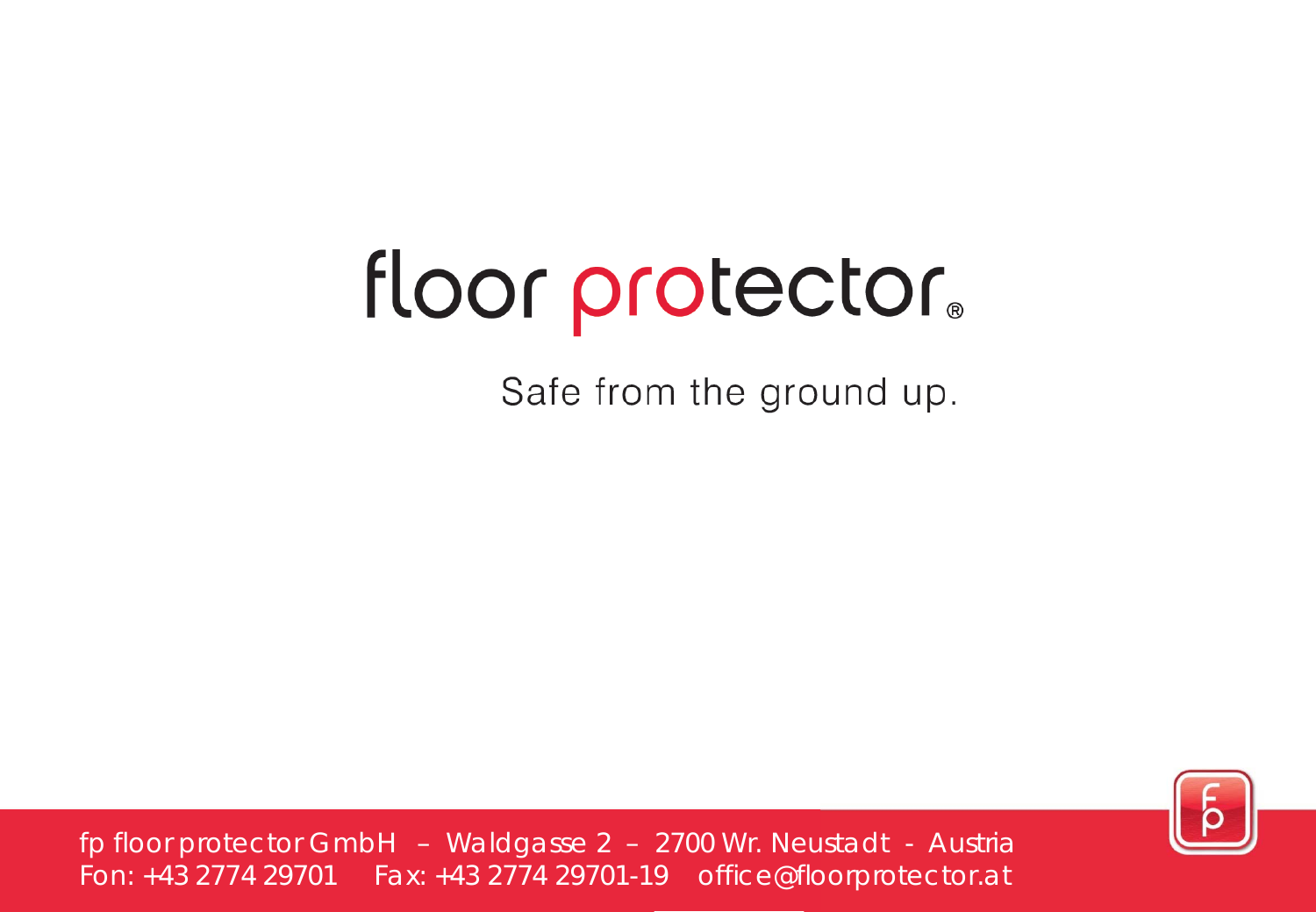# floor protector®

Safe from the ground up.

fp floor protector GmbH – Waldgasse 2 – 2700 Wr. Neustadt - Austria
Fon: +43 2774 29701 Fax: +43 2774 29701-19 office@floorprotector.at